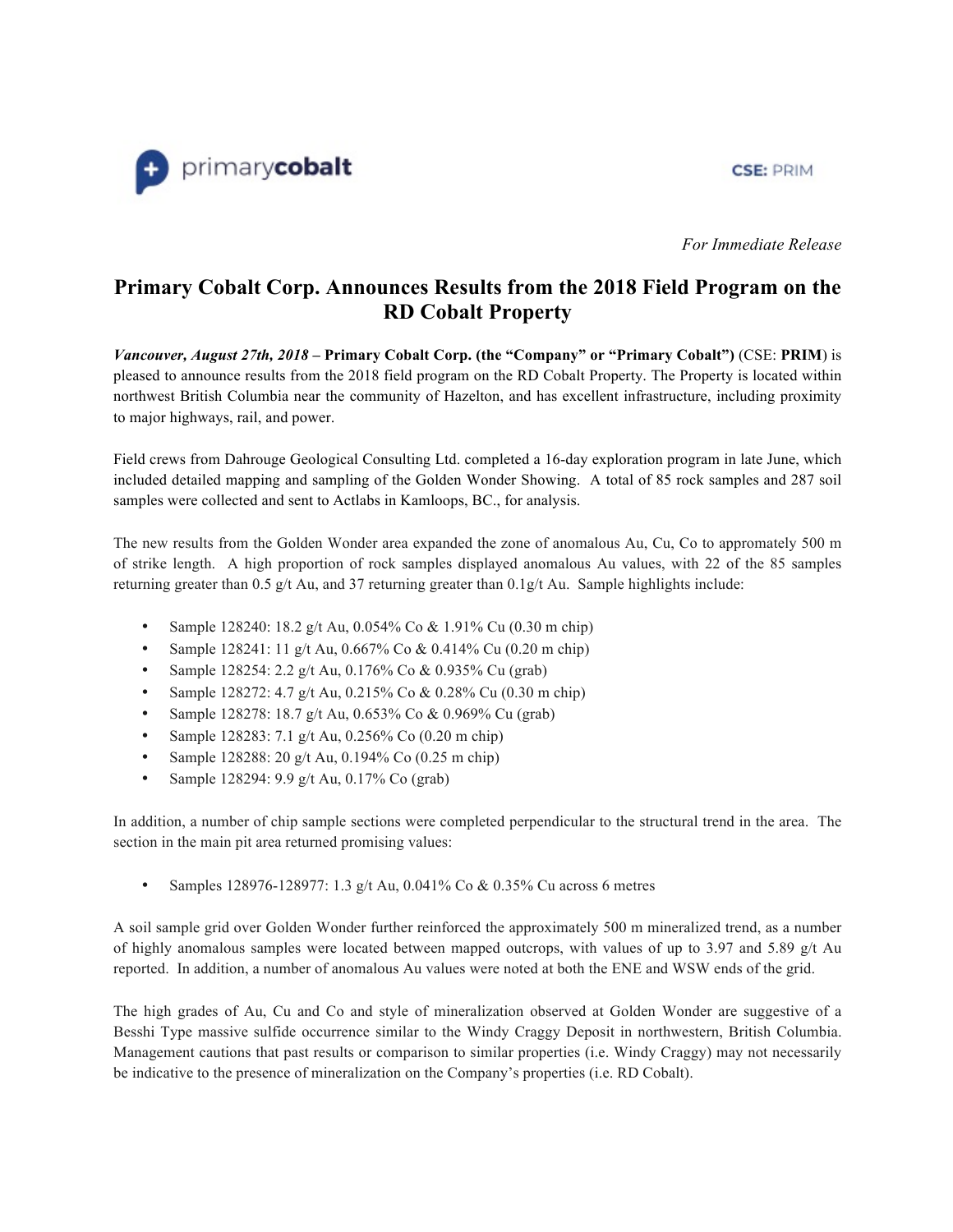primarycobalt

CSE: PRIM

*For Immediate Release*

# Primary Cobalt Corp. Announces Results from the 2018 Field Program on the RD Cobalt Property

***Vancouver, August 27th, 2018*** – **Primary Cobalt Corp. (the "Company" or "Primary Cobalt")** (CSE: **PRIM**) is pleased to announce results from the 2018 field program on the RD Cobalt Property. The Property is located within northwest British Columbia near the community of Hazelton, and has excellent infrastructure, including proximity to major highways, rail, and power.

Field crews from Dahrouge Geological Consulting Ltd. completed a 16-day exploration program in late June, which included detailed mapping and sampling of the Golden Wonder Showing. A total of 85 rock samples and 287 soil samples were collected and sent to Actlabs in Kamloops, BC., for analysis.

The new results from the Golden Wonder area expanded the zone of anomalous Au, Cu, Co to appromately 500 m of strike length. A high proportion of rock samples displayed anomalous Au values, with 22 of the 85 samples returning greater than 0.5 g/t Au, and 37 returning greater than 0.1g/t Au. Sample highlights include:

- Sample 128240: 18.2 g/t Au, 0.054% Co & 1.91% Cu (0.30 m chip)
- Sample 128241: 11 g/t Au, 0.667% Co & 0.414% Cu (0.20 m chip)
- Sample 128254: 2.2 g/t Au, 0.176% Co & 0.935% Cu (grab)
- Sample 128272: 4.7 g/t Au, 0.215% Co & 0.28% Cu (0.30 m chip)
- Sample 128278: 18.7 g/t Au, 0.653% Co & 0.969% Cu (grab)
- Sample 128283: 7.1 g/t Au, 0.256% Co (0.20 m chip)
- Sample 128288: 20 g/t Au, 0.194% Co (0.25 m chip)
- Sample 128294: 9.9 g/t Au, 0.17% Co (grab)

In addition, a number of chip sample sections were completed perpendicular to the structural trend in the area. The section in the main pit area returned promising values:

- Samples 128976-128977: 1.3 g/t Au, 0.041% Co & 0.35% Cu across 6 metres

A soil sample grid over Golden Wonder further reinforced the approximately 500 m mineralized trend, as a number of highly anomalous samples were located between mapped outcrops, with values of up to 3.97 and 5.89 g/t Au reported. In addition, a number of anomalous Au values were noted at both the ENE and WSW ends of the grid.

The high grades of Au, Cu and Co and style of mineralization observed at Golden Wonder are suggestive of a Besshi Type massive sulfide occurrence similar to the Windy Craggy Deposit in northwestern, British Columbia. Management cautions that past results or comparison to similar properties (i.e. Windy Craggy) may not necessarily be indicative to the presence of mineralization on the Company's properties (i.e. RD Cobalt).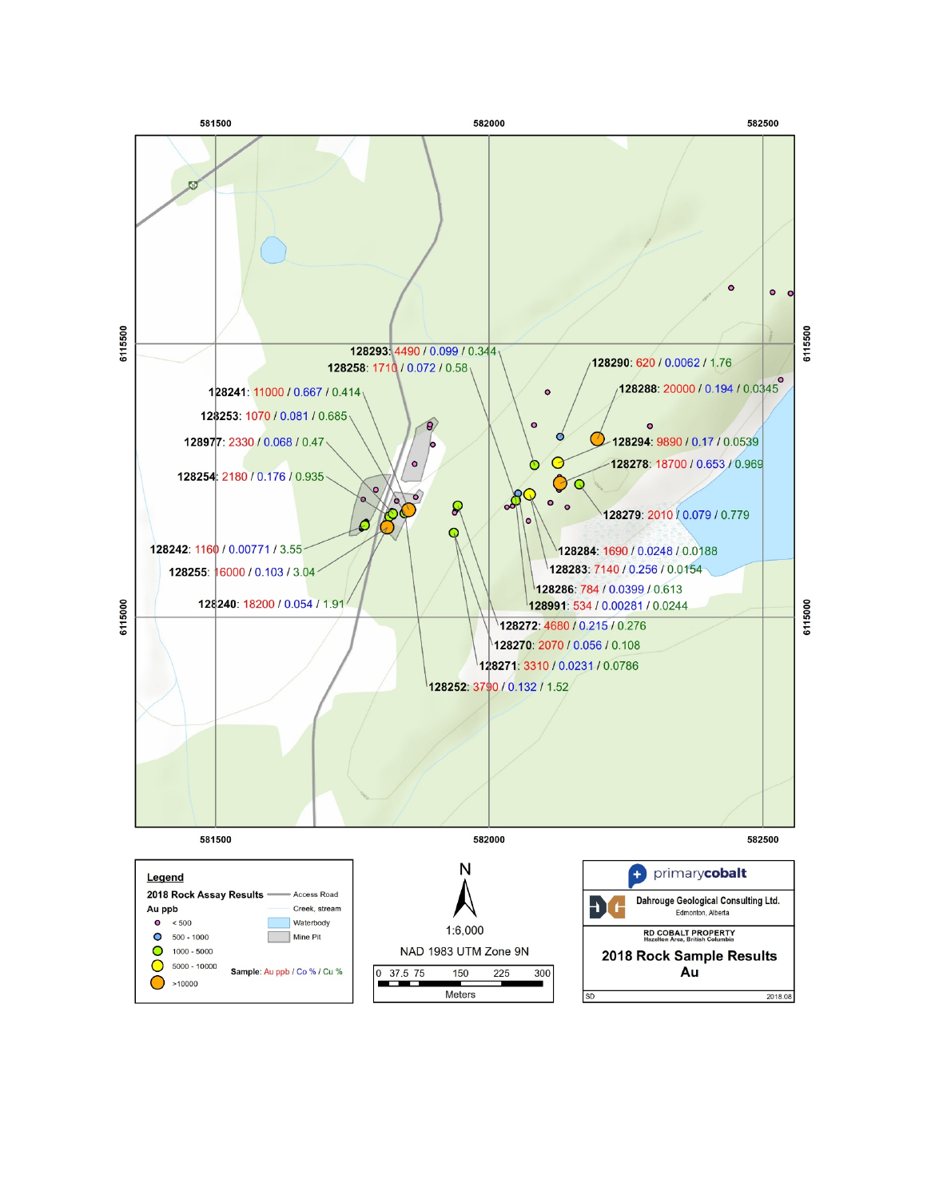581500 582000 582500

6115500

6115000

128293: 4490 / 0.099 / 0.344

128258: 1710 / 0.072 / 0.58

128290: 620 / 0.0062 / 1.76

128241: 11000 / 0.667 / 0.414

128288: 20000 / 0.194 / 0.0345

128253: 1070 / 0.081 / 0.685

128977: 2330 / 0.068 / 0.47

128294: 9890 / 0.17 / 0.0539

128278: 18700 / 0.653 / 0.969

128254: 2180 / 0.176 / 0.935

128279: 2010 / 0.079 / 0.779

128242: 1160 / 0.00771 / 3.55

128284: 1690 / 0.0248 / 0.0188

128255: 16000 / 0.103 / 3.04

128283: 7140 / 0.256 / 0.0154

128286: 784 / 0.0399 / 0.613

128240: 18200 / 0.054 / 1.91

128991: 534 / 0.00281 / 0.0244

128272: 4680 / 0.215 / 0.276

128270: 2070 / 0.056 / 0.108

128271: 3310 / 0.0231 / 0.0786

128252: 3790 / 0.132 / 1.52

**Legend**

2018 Rock Assay Results

Au ppb

- < 500
- 500 - 1000
- 1000 - 5000
- 5000 - 10000
- >10000

Access Road

Creek, stream

Waterbody

Mine Pit

Sample: Au ppb / Co % / Cu %

N

1:6,000

NAD 1983 UTM Zone 9N

0 37.5 75 150 225 300

Meters

primarycobalt

Dahrouge Geological Consulting Ltd.
Edmonton, Alberta

RD COBALT PROPERTY
Hazelton Area, British Columbia

**2018 Rock Sample Results**
**Au**

SD 2018.08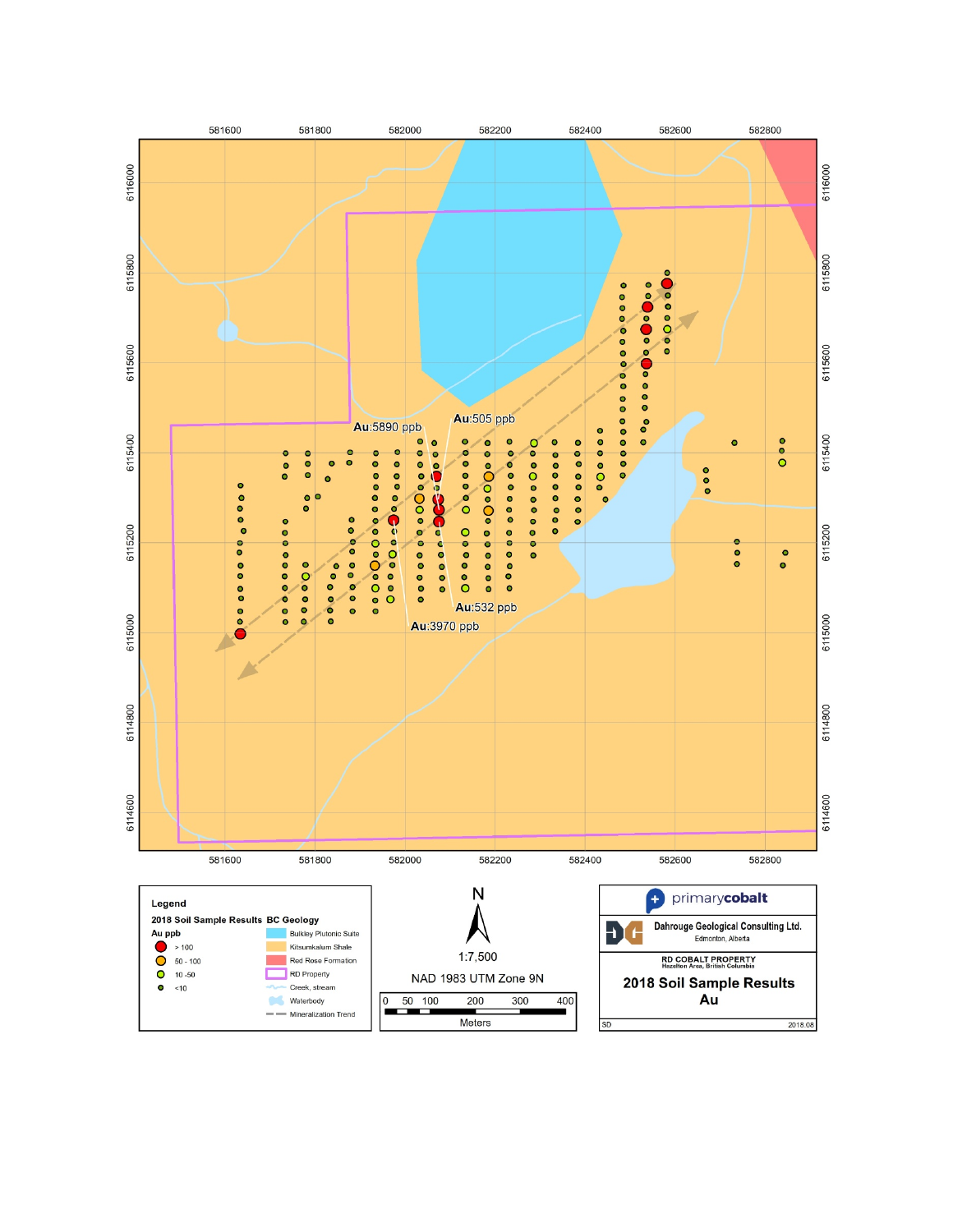581600 581800 582000 582200 582400 582600 582800

6116000 6115800 6115600 6115400 6115200 6115000 6114800 6114600

Au:5890 ppb

Au:505 ppb

Au:532 ppb

Au:3970 ppb

**Legend**

**2018 Soil Sample Results**

**Au ppb**

- > 100
- 50 - 100
- 10 -50
- <10

**BC Geology**

- Bulkley Plutonic Suite
- Kitsumkalum Shale
- Red Rose Formation
- RD Property
- Creek, stream
- Waterbody
- Mineralization Trend

N

1:7,500

NAD 1983 UTM Zone 9N

0 50 100 200 300 400

Meters

primarycobalt

Dahrouge Geological Consulting Ltd.
Edmonton, Alberta

RD COBALT PROPERTY
Hazelton Area, British Columbia

**2018 Soil Sample Results**
**Au**

SD 2018.08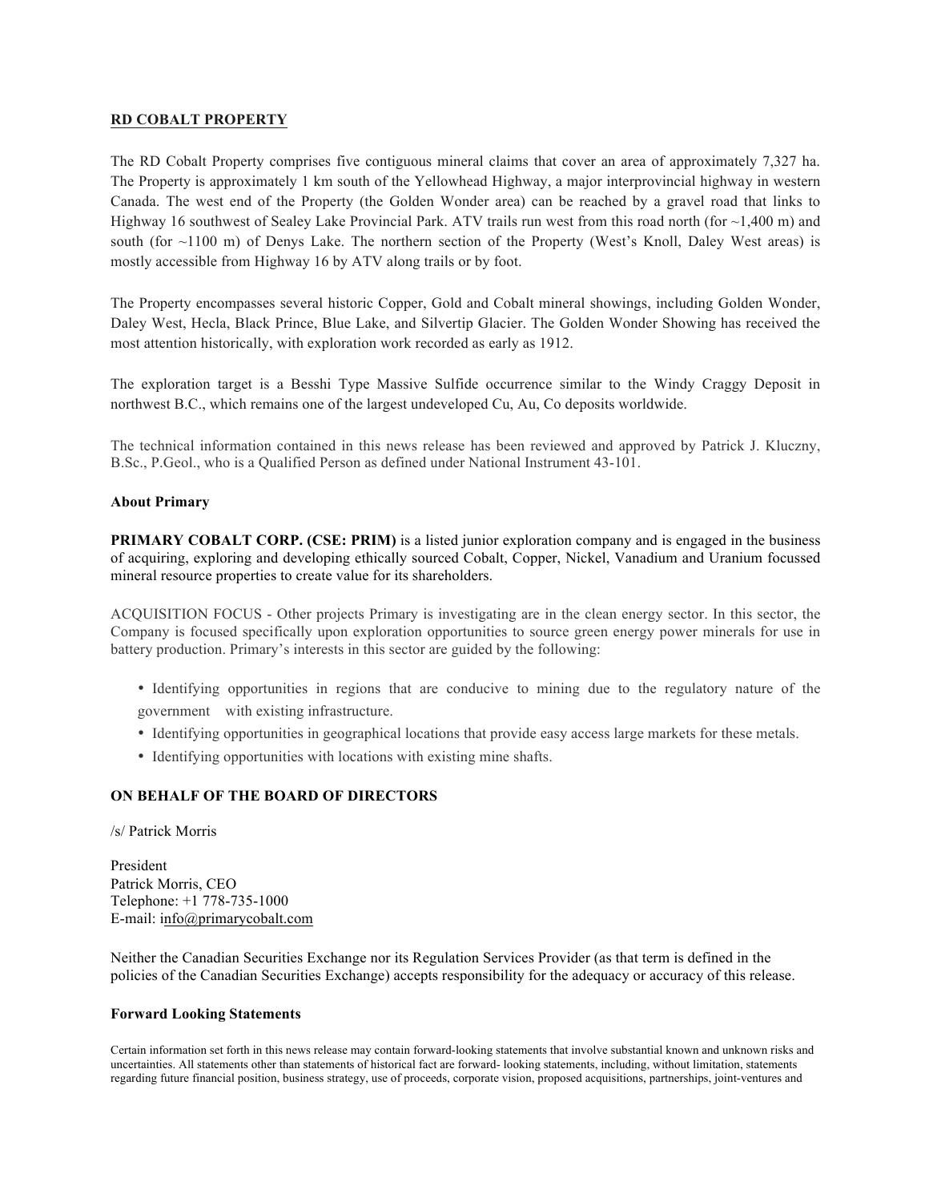## RD COBALT PROPERTY

The RD Cobalt Property comprises five contiguous mineral claims that cover an area of approximately 7,327 ha. The Property is approximately 1 km south of the Yellowhead Highway, a major interprovincial highway in western Canada. The west end of the Property (the Golden Wonder area) can be reached by a gravel road that links to Highway 16 southwest of Sealey Lake Provincial Park. ATV trails run west from this road north (for ~1,400 m) and south (for ~1100 m) of Denys Lake. The northern section of the Property (West's Knoll, Daley West areas) is mostly accessible from Highway 16 by ATV along trails or by foot.

The Property encompasses several historic Copper, Gold and Cobalt mineral showings, including Golden Wonder, Daley West, Hecla, Black Prince, Blue Lake, and Silvertip Glacier. The Golden Wonder Showing has received the most attention historically, with exploration work recorded as early as 1912.

The exploration target is a Besshi Type Massive Sulfide occurrence similar to the Windy Craggy Deposit in northwest B.C., which remains one of the largest undeveloped Cu, Au, Co deposits worldwide.

The technical information contained in this news release has been reviewed and approved by Patrick J. Kluczny, B.Sc., P.Geol., who is a Qualified Person as defined under National Instrument 43-101.

**About Primary**

**PRIMARY COBALT CORP. (CSE: PRIM)** is a listed junior exploration company and is engaged in the business of acquiring, exploring and developing ethically sourced Cobalt, Copper, Nickel, Vanadium and Uranium focussed mineral resource properties to create value for its shareholders.

ACQUISITION FOCUS - Other projects Primary is investigating are in the clean energy sector. In this sector, the Company is focused specifically upon exploration opportunities to source green energy power minerals for use in battery production. Primary's interests in this sector are guided by the following:

- Identifying opportunities in regions that are conducive to mining due to the regulatory nature of the government with existing infrastructure.
- Identifying opportunities in geographical locations that provide easy access large markets for these metals.
- Identifying opportunities with locations with existing mine shafts.

**ON BEHALF OF THE BOARD OF DIRECTORS**

/s/ Patrick Morris

President
Patrick Morris, CEO
Telephone: +1 778-735-1000
E-mail: info@primarycobalt.com

Neither the Canadian Securities Exchange nor its Regulation Services Provider (as that term is defined in the policies of the Canadian Securities Exchange) accepts responsibility for the adequacy or accuracy of this release.

**Forward Looking Statements**

Certain information set forth in this news release may contain forward-looking statements that involve substantial known and unknown risks and uncertainties. All statements other than statements of historical fact are forward- looking statements, including, without limitation, statements regarding future financial position, business strategy, use of proceeds, corporate vision, proposed acquisitions, partnerships, joint-ventures and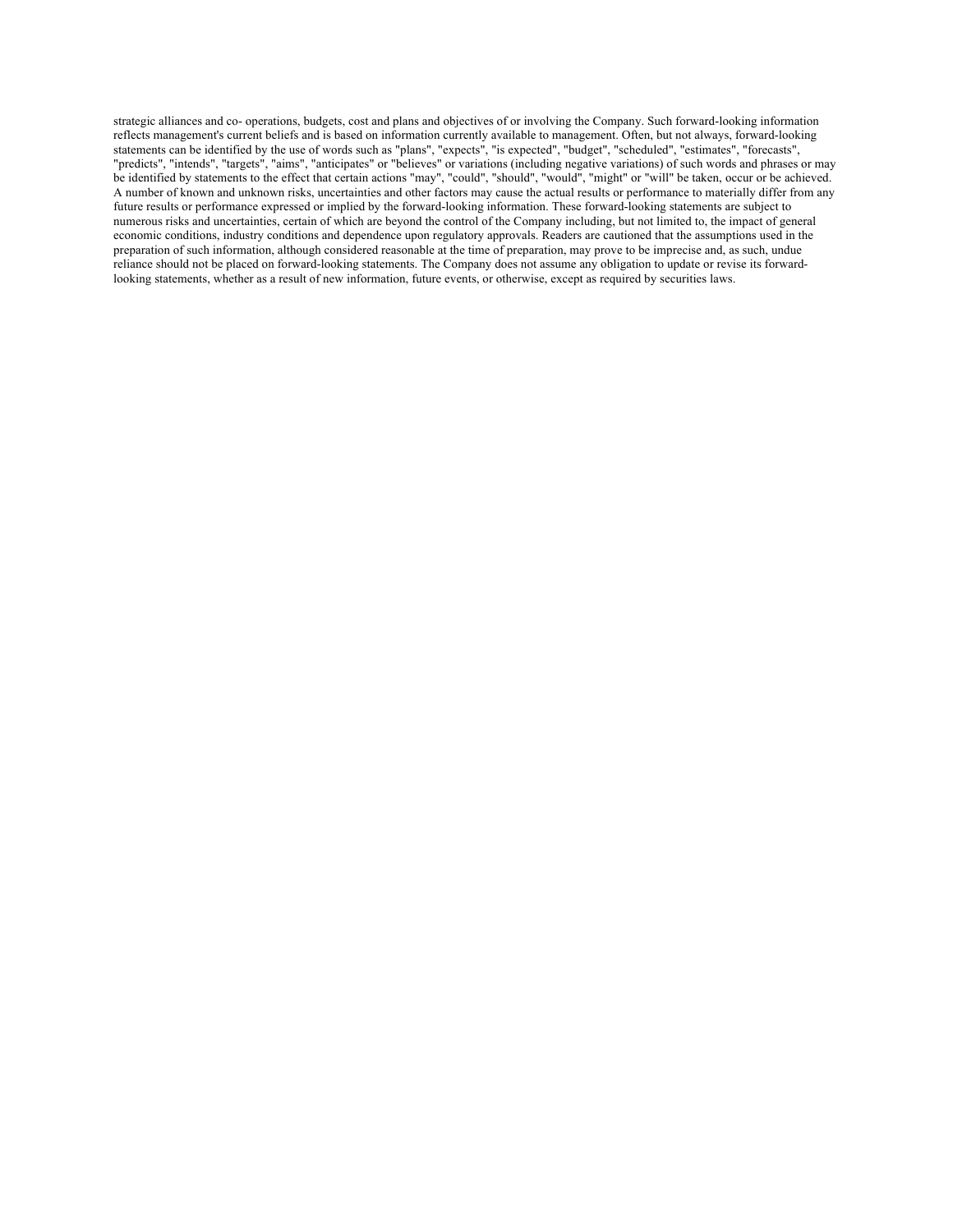strategic alliances and co- operations, budgets, cost and plans and objectives of or involving the Company. Such forward-looking information reflects management's current beliefs and is based on information currently available to management. Often, but not always, forward-looking statements can be identified by the use of words such as "plans", "expects", "is expected", "budget", "scheduled", "estimates", "forecasts", "predicts", "intends", "targets", "aims", "anticipates" or "believes" or variations (including negative variations) of such words and phrases or may be identified by statements to the effect that certain actions "may", "could", "should", "would", "might" or "will" be taken, occur or be achieved. A number of known and unknown risks, uncertainties and other factors may cause the actual results or performance to materially differ from any future results or performance expressed or implied by the forward-looking information. These forward-looking statements are subject to numerous risks and uncertainties, certain of which are beyond the control of the Company including, but not limited to, the impact of general economic conditions, industry conditions and dependence upon regulatory approvals. Readers are cautioned that the assumptions used in the preparation of such information, although considered reasonable at the time of preparation, may prove to be imprecise and, as such, undue reliance should not be placed on forward-looking statements. The Company does not assume any obligation to update or revise its forward-looking statements, whether as a result of new information, future events, or otherwise, except as required by securities laws.